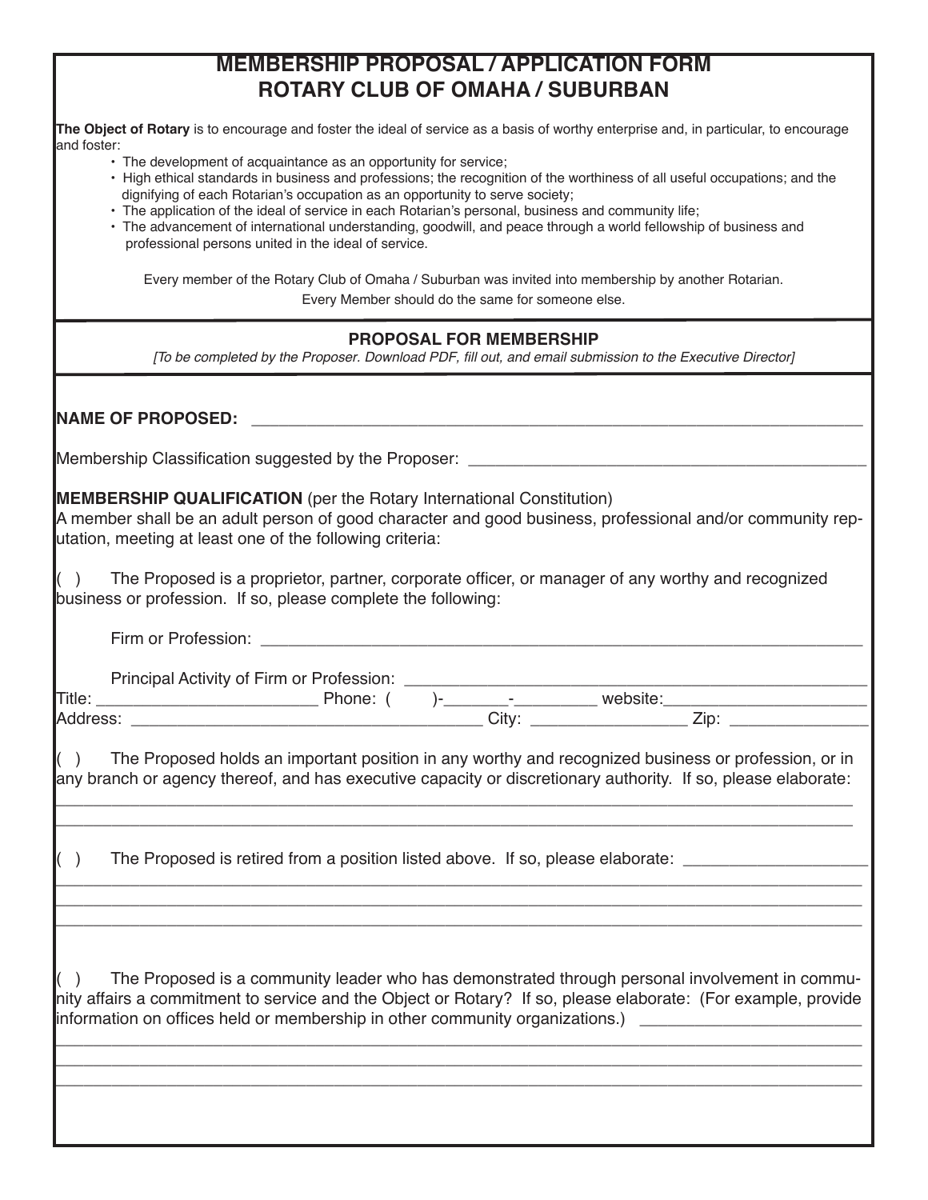# MEMBERSHIP PROPOSAL / APPLICATION FORM
# ROTARY CLUB OF OMAHA / SUBURBAN

**The Object of Rotary** is to encourage and foster the ideal of service as a basis of worthy enterprise and, in particular, to encourage and foster:

- The development of acquaintance as an opportunity for service;
- High ethical standards in business and professions; the recognition of the worthiness of all useful occupations; and the dignifying of each Rotarian's occupation as an opportunity to serve society;
- The application of the ideal of service in each Rotarian's personal, business and community life;
- The advancement of international understanding, goodwill, and peace through a world fellowship of business and professional persons united in the ideal of service.

Every member of the Rotary Club of Omaha / Suburban was invited into membership by another Rotarian.
Every Member should do the same for someone else.

## PROPOSAL FOR MEMBERSHIP

*[To be completed by the Proposer. Download PDF, fill out, and email submission to the Executive Director]*

**NAME OF PROPOSED:** ____________________________________________________________

Membership Classification suggested by the Proposer: ________________________________________

**MEMBERSHIP QUALIFICATION** (per the Rotary International Constitution)
A member shall be an adult person of good character and good business, professional and/or community reputation, meeting at least one of the following criteria:

( ) The Proposed is a proprietor, partner, corporate officer, or manager of any worthy and recognized business or profession. If so, please complete the following:

Firm or Profession: ____________________________________________________________

Principal Activity of Firm or Profession: ____________________________________________
Title: _______________________ Phone: ( )-_______-_________ website:_____________________
Address: ____________________________________ City: ________________ Zip: ______________

( ) The Proposed holds an important position in any worthy and recognized business or profession, or in any branch or agency thereof, and has executive capacity or discretionary authority. If so, please elaborate:
_____________________________________________________________________________________
_____________________________________________________________________________________

( ) The Proposed is retired from a position listed above. If so, please elaborate: ___________________
_____________________________________________________________________________________
_____________________________________________________________________________________
_____________________________________________________________________________________

( ) The Proposed is a community leader who has demonstrated through personal involvement in community affairs a commitment to service and the Object or Rotary? If so, please elaborate: (For example, provide information on offices held or membership in other community organizations.) _______________________
_____________________________________________________________________________________
_____________________________________________________________________________________
_____________________________________________________________________________________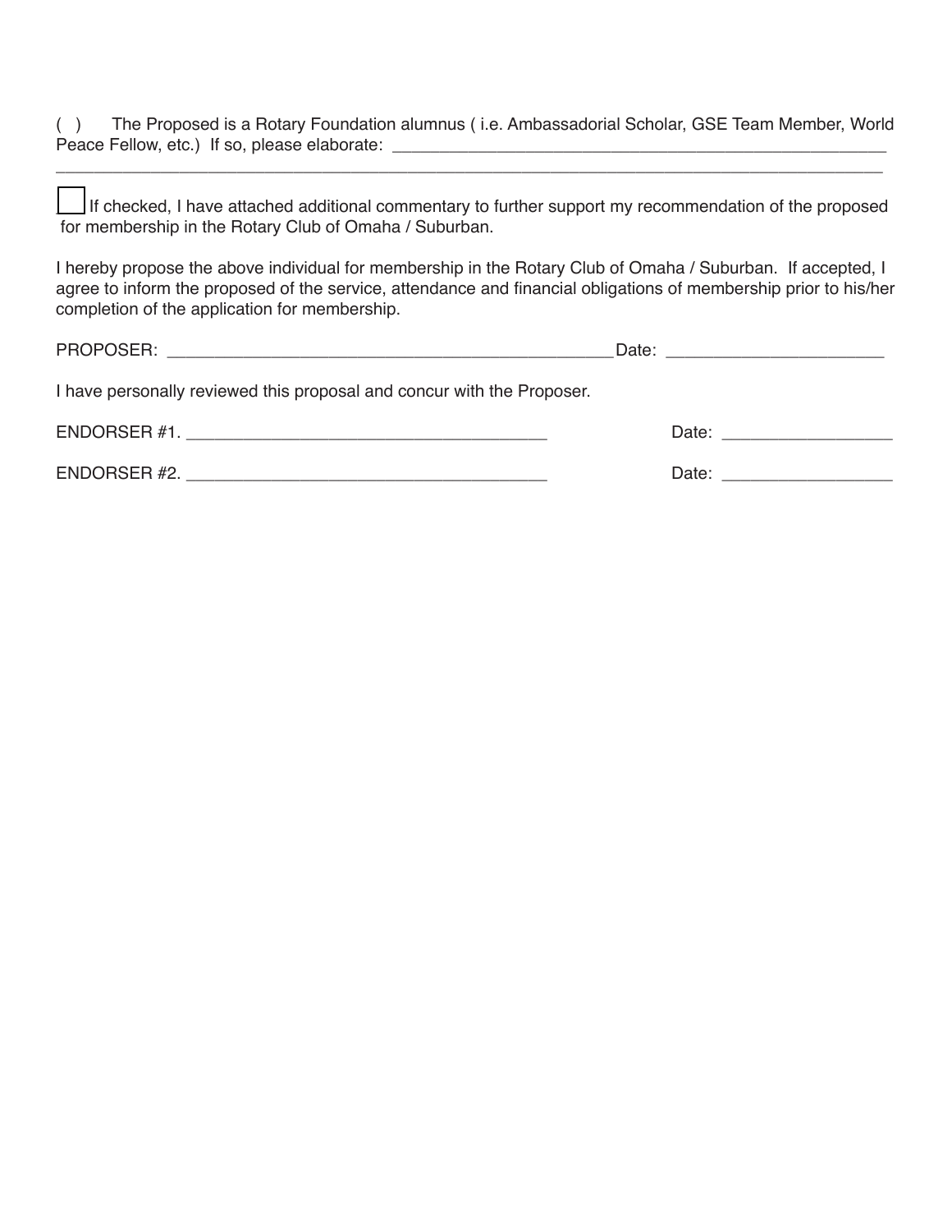( )   The Proposed is a Rotary Foundation alumnus ( i.e. Ambassadorial Scholar, GSE Team Member, World Peace Fellow, etc.)  If so, please elaborate: ________________________________________________________
_____________________________________________________________________________________________

☐ If checked, I have attached additional commentary to further support my recommendation of the proposed for membership in the Rotary Club of Omaha / Suburban.

I hereby propose the above individual for membership in the Rotary Club of Omaha / Suburban.  If accepted, I agree to inform the proposed of the service, attendance and financial obligations of membership prior to his/her completion of the application for membership.

PROPOSER: ___________________________________________________ Date: ________________________

I have personally reviewed this proposal and concur with the Proposer.

ENDORSER #1. ________________________________________   Date: ___________________

ENDORSER #2. ________________________________________   Date: ___________________